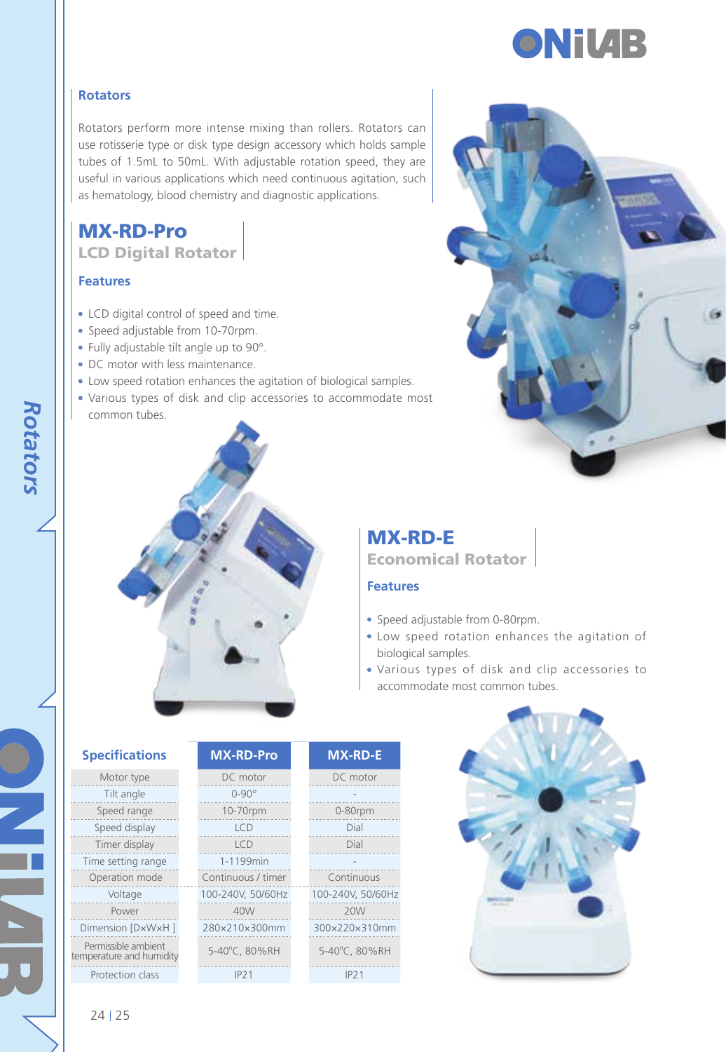## Rotators

Rotators perform more intense mixing than rollers. Rotators can use rotisserie type or disk type design accessory which holds sample tubes of 1.5mL to 50mL. With adjustable rotation speed, they are useful in various applications which need continuous agitation, such as hematology, blood chemistry and diagnostic applications.

## MX-RD-Pro

**LCD Digital Rotator**

### Features

- LCD digital control of speed and time.
- Speed adjustable from 10-70rpm.
- Fully adjustable tilt angle up to 90°.
- DC motor with less maintenance.
- Low speed rotation enhances the agitation of biological samples.
- Various types of disk and clip accessories to accommodate most common tubes.

## MX-RD-E

**Economical Rotator**

### Features

- Speed adjustable from 0-80rpm.
- Low speed rotation enhances the agitation of biological samples.
- Various types of disk and clip accessories to accommodate most common tubes.

| Specifications | MX-RD-Pro | MX-RD-E |
|---|---|---|
| Motor type | DC motor | DC motor |
| Tilt angle | 0-90° | - |
| Speed range | 10-70rpm | 0-80rpm |
| Speed display | LCD | Dial |
| Timer display | LCD | Dial |
| Time setting range | 1-1199min | - |
| Operation mode | Continuous / timer | Continuous |
| Voltage | 100-240V, 50/60Hz | 100-240V, 50/60Hz |
| Power | 40W | 20W |
| Dimension [D×W×H ] | 280×210×300mm | 300×220×310mm |
| Permissible ambient temperature and humidity | 5-40°C, 80%RH | 5-40°C, 80%RH |
| Protection class | IP21 | IP21 |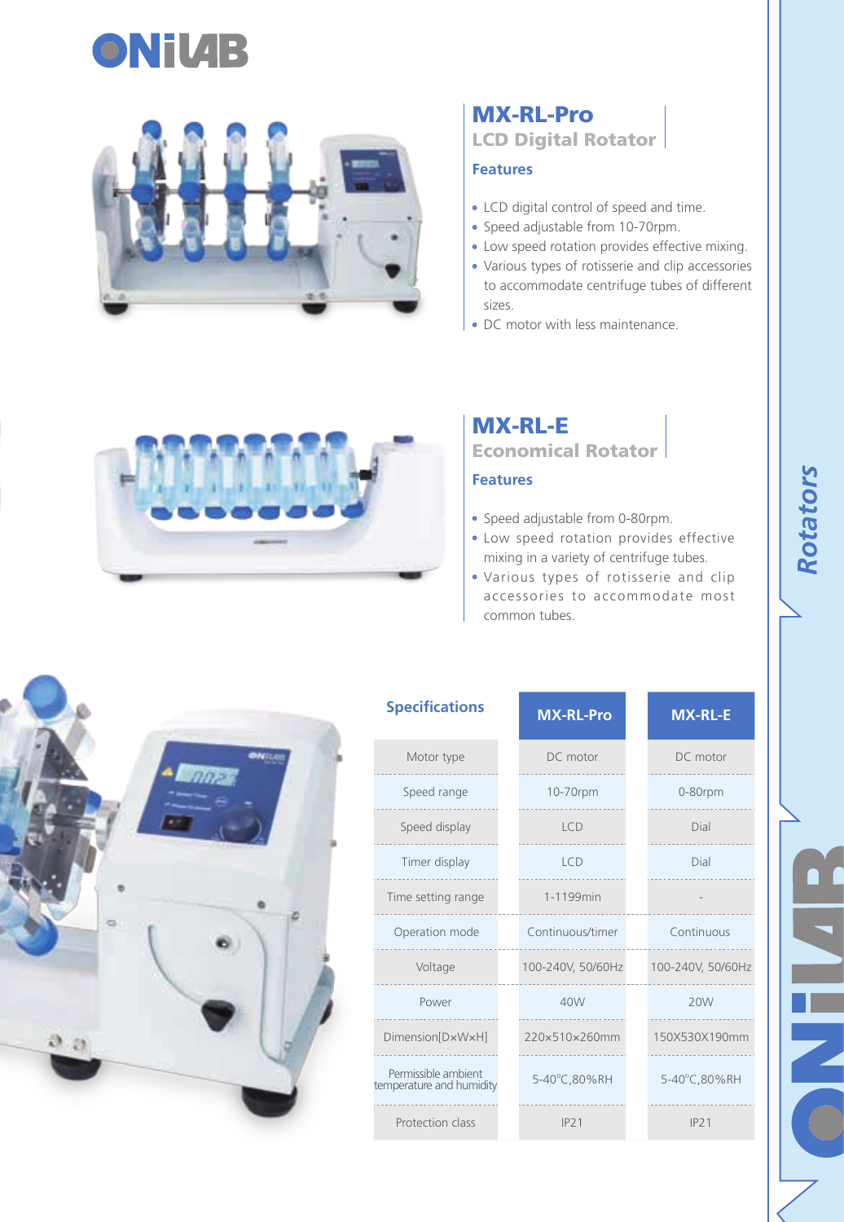# MX-RL-Pro

## LCD Digital Rotator

### Features

- LCD digital control of speed and time.
- Speed adjustable from 10-70rpm.
- Low speed rotation provides effective mixing.
- Various types of rotisserie and clip accessories to accommodate centrifuge tubes of different sizes.
- DC motor with less maintenance.

# MX-RL-E

## Economical Rotator

### Features

- Speed adjustable from 0-80rpm.
- Low speed rotation provides effective mixing in a variety of centrifuge tubes.
- Various types of rotisserie and clip accessories to accommodate most common tubes.

### Specifications

| Specifications | MX-RL-Pro | MX-RL-E |
|---|---|---|
| Motor type | DC motor | DC motor |
| Speed range | 10-70rpm | 0-80rpm |
| Speed display | LCD | Dial |
| Timer display | LCD | Dial |
| Time setting range | 1-1199min | - |
| Operation mode | Continuous/timer | Continuous |
| Voltage | 100-240V, 50/60Hz | 100-240V, 50/60Hz |
| Power | 40W | 20W |
| Dimension[D×W×H] | 220×510×260mm | 150X530X190mm |
| Permissible ambient temperature and humidity | 5-40°C,80%RH | 5-40°C,80%RH |
| Protection class | IP21 | IP21 |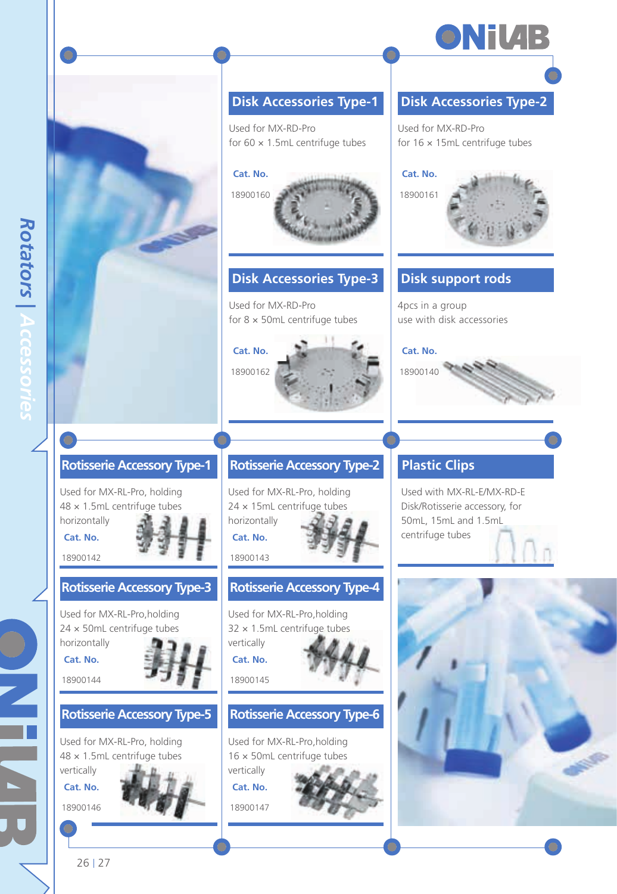## Disk Accessories Type-1

Used for MX-RD-Pro
for 60 × 1.5mL centrifuge tubes

**Cat. No.**
18900160

## Disk Accessories Type-2

Used for MX-RD-Pro
for 16 × 15mL centrifuge tubes

**Cat. No.**
18900161

## Disk Accessories Type-3

Used for MX-RD-Pro
for 8 × 50mL centrifuge tubes

**Cat. No.**
18900162

## Disk support rods

4pcs in a group
use with disk accessories

**Cat. No.**
18900140

## Rotisserie Accessory Type-1

Used for MX-RL-Pro, holding
48 × 1.5mL centrifuge tubes
horizontally

**Cat. No.**
18900142

## Rotisserie Accessory Type-2

Used for MX-RL-Pro, holding
24 × 15mL centrifuge tubes
horizontally

**Cat. No.**
18900143

## Plastic Clips

Used with MX-RL-E/MX-RD-E
Disk/Rotisserie accessory, for
50mL, 15mL and 1.5mL
centrifuge tubes

## Rotisserie Accessory Type-3

Used for MX-RL-Pro,holding
24 × 50mL centrifuge tubes
horizontally

**Cat. No.**
18900144

## Rotisserie Accessory Type-4

Used for MX-RL-Pro,holding
32 × 1.5mL centrifuge tubes
vertically

**Cat. No.**
18900145

## Rotisserie Accessory Type-5

Used for MX-RL-Pro, holding
48 × 1.5mL centrifuge tubes
vertically

**Cat. No.**
18900146

## Rotisserie Accessory Type-6

Used for MX-RL-Pro,holding
16 × 50mL centrifuge tubes
vertically

**Cat. No.**
18900147